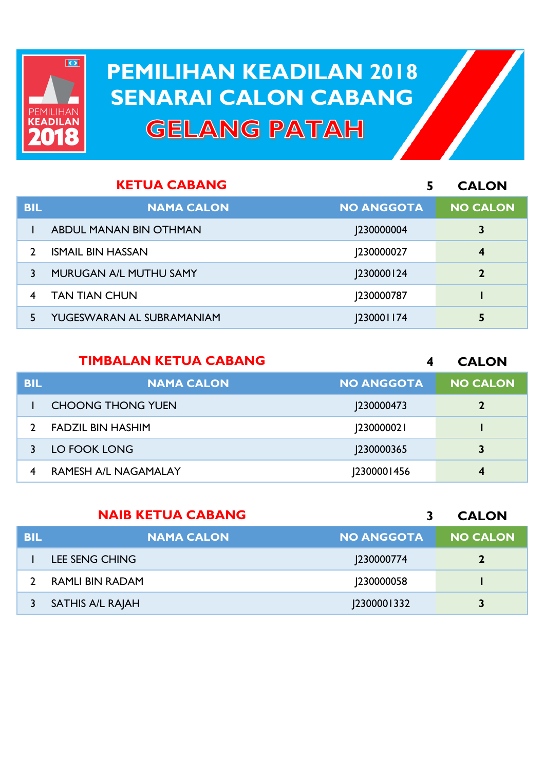# PEMILIHAN KEADILAN 2018
# SENARAI CALON CABANG
# GELANG PATAH

## KETUA CABANG

**5 CALON**

| BIL | NAMA CALON | NO ANGGOTA | NO CALON |
|---|---|---|---|
| 1 | ABDUL MANAN BIN OTHMAN | J230000004 | 3 |
| 2 | ISMAIL BIN HASSAN | J230000027 | 4 |
| 3 | MURUGAN A/L MUTHU SAMY | J230000124 | 2 |
| 4 | TAN TIAN CHUN | J230000787 | 1 |
| 5 | YUGESWARAN AL SUBRAMANIAM | J230001174 | 5 |

## TIMBALAN KETUA CABANG

**4 CALON**

| BIL | NAMA CALON | NO ANGGOTA | NO CALON |
|---|---|---|---|
| 1 | CHOONG THONG YUEN | J230000473 | 2 |
| 2 | FADZIL BIN HASHIM | J230000021 | 1 |
| 3 | LO FOOK LONG | J230000365 | 3 |
| 4 | RAMESH A/L NAGAMALAY | J2300001456 | 4 |

## NAIB KETUA CABANG

**3 CALON**

| BIL | NAMA CALON | NO ANGGOTA | NO CALON |
|---|---|---|---|
| 1 | LEE SENG CHING | J230000774 | 2 |
| 2 | RAMLI BIN RADAM | J230000058 | 1 |
| 3 | SATHIS A/L RAJAH | J2300001332 | 3 |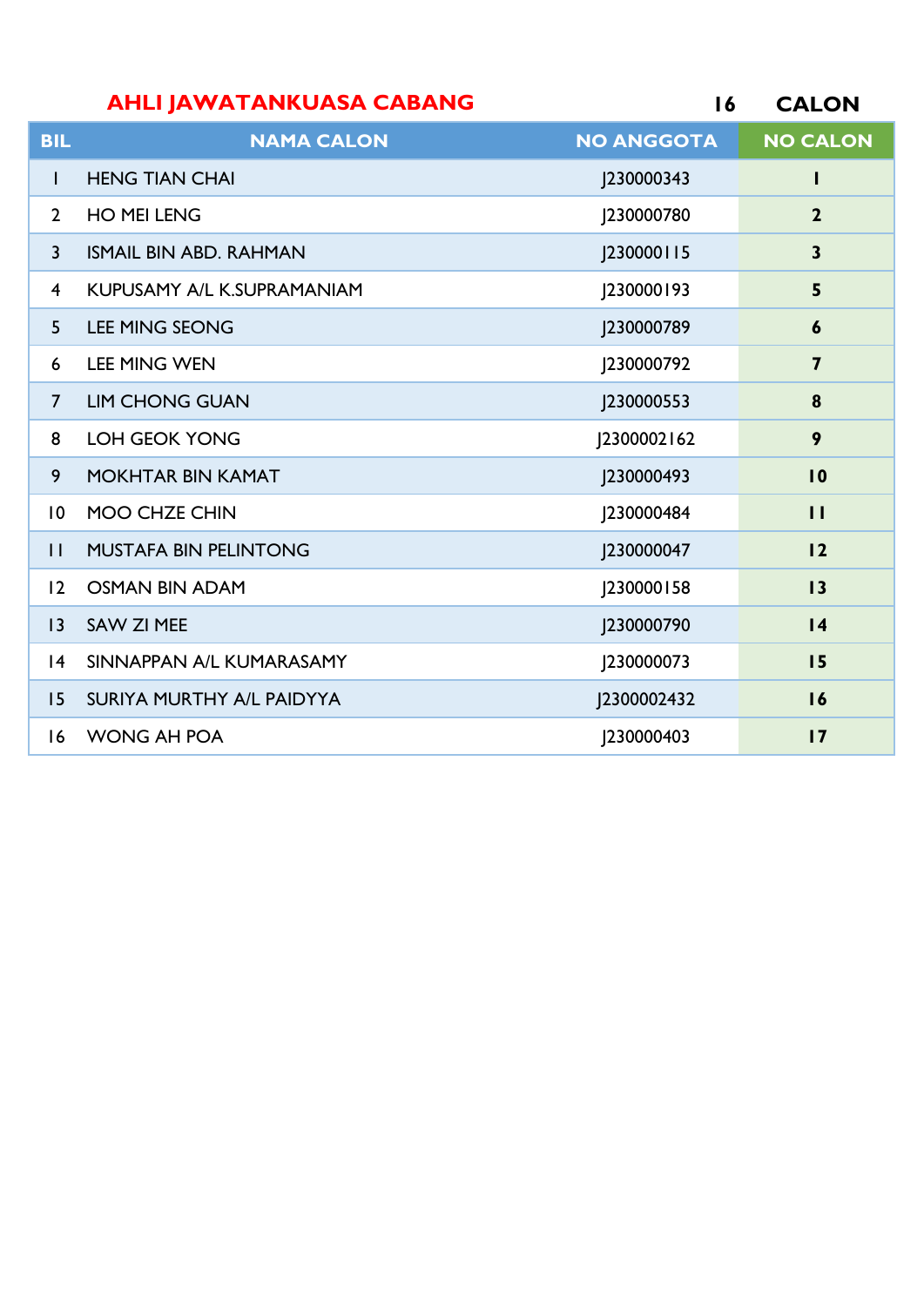**AHLI JAWATANKUASA CABANG** **16 CALON**

| BIL | NAMA CALON | NO ANGGOTA | NO CALON |
|---|---|---|---|
| 1 | HENG TIAN CHAI | J230000343 | 1 |
| 2 | HO MEI LENG | J230000780 | 2 |
| 3 | ISMAIL BIN ABD. RAHMAN | J230000115 | 3 |
| 4 | KUPUSAMY A/L K.SUPRAMANIAM | J230000193 | 5 |
| 5 | LEE MING SEONG | J230000789 | 6 |
| 6 | LEE MING WEN | J230000792 | 7 |
| 7 | LIM CHONG GUAN | J230000553 | 8 |
| 8 | LOH GEOK YONG | J2300002162 | 9 |
| 9 | MOKHTAR BIN KAMAT | J230000493 | 10 |
| 10 | MOO CHZE CHIN | J230000484 | 11 |
| 11 | MUSTAFA BIN PELINTONG | J230000047 | 12 |
| 12 | OSMAN BIN ADAM | J230000158 | 13 |
| 13 | SAW ZI MEE | J230000790 | 14 |
| 14 | SINNAPPAN A/L KUMARASAMY | J230000073 | 15 |
| 15 | SURIYA MURTHY A/L PAIDYYA | J2300002432 | 16 |
| 16 | WONG AH POA | J230000403 | 17 |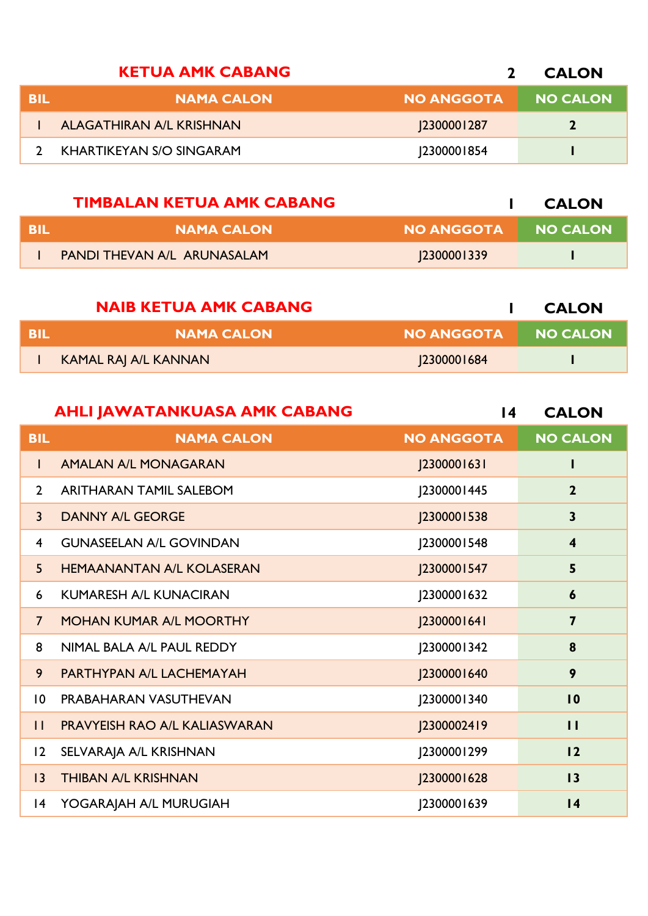## KETUA AMK CABANG — 2 CALON

| BIL | NAMA CALON | NO ANGGOTA | NO CALON |
|---|---|---|---|
| 1 | ALAGATHIRAN A/L KRISHNAN | J2300001287 | **2** |
| 2 | KHARTIKEYAN S/O SINGARAM | J2300001854 | **1** |

## TIMBALAN KETUA AMK CABANG — 1 CALON

| BIL | NAMA CALON | NO ANGGOTA | NO CALON |
|---|---|---|---|
| 1 | PANDI THEVAN A/L ARUNASALAM | J2300001339 | **1** |

## NAIB KETUA AMK CABANG — 1 CALON

| BIL | NAMA CALON | NO ANGGOTA | NO CALON |
|---|---|---|---|
| 1 | KAMAL RAJ A/L KANNAN | J2300001684 | **1** |

## AHLI JAWATANKUASA AMK CABANG — 14 CALON

| BIL | NAMA CALON | NO ANGGOTA | NO CALON |
|---|---|---|---|
| 1 | AMALAN A/L MONAGARAN | J2300001631 | **1** |
| 2 | ARITHARAN TAMIL SALEBOM | J2300001445 | **2** |
| 3 | DANNY A/L GEORGE | J2300001538 | **3** |
| 4 | GUNASEELAN A/L GOVINDAN | J2300001548 | **4** |
| 5 | HEMAANANTAN A/L KOLASERAN | J2300001547 | **5** |
| 6 | KUMARESH A/L KUNACIRAN | J2300001632 | **6** |
| 7 | MOHAN KUMAR A/L MOORTHY | J2300001641 | **7** |
| 8 | NIMAL BALA A/L PAUL REDDY | J2300001342 | **8** |
| 9 | PARTHYPAN A/L LACHEMAYAH | J2300001640 | **9** |
| 10 | PRABAHARAN VASUTHEVAN | J2300001340 | **10** |
| 11 | PRAVYEISH RAO A/L KALIASWARAN | J2300002419 | **11** |
| 12 | SELVARAJA A/L KRISHNAN | J2300001299 | **12** |
| 13 | THIBAN A/L KRISHNAN | J2300001628 | **13** |
| 14 | YOGARAJAH A/L MURUGIAH | J2300001639 | **14** |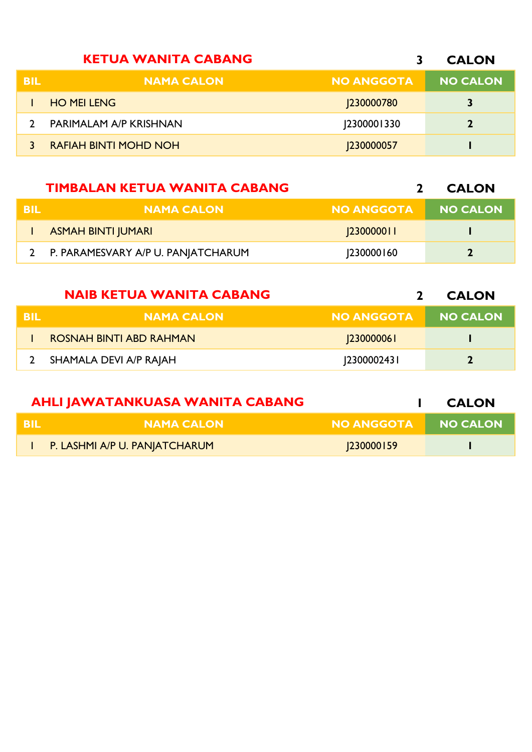## KETUA WANITA CABANG — 3 CALON

| BIL | NAMA CALON | NO ANGGOTA | NO CALON |
|---|---|---|---|
| 1 | HO MEI LENG | J230000780 | 3 |
| 2 | PARIMALAM A/P KRISHNAN | J2300001330 | 2 |
| 3 | RAFIAH BINTI MOHD NOH | J230000057 | 1 |

## TIMBALAN KETUA WANITA CABANG — 2 CALON

| BIL | NAMA CALON | NO ANGGOTA | NO CALON |
|---|---|---|---|
| 1 | ASMAH BINTI JUMARI | J230000011 | 1 |
| 2 | P. PARAMESVARY A/P U. PANJATCHARUM | J230000160 | 2 |

## NAIB KETUA WANITA CABANG — 2 CALON

| BIL | NAMA CALON | NO ANGGOTA | NO CALON |
|---|---|---|---|
| 1 | ROSNAH BINTI ABD RAHMAN | J230000061 | 1 |
| 2 | SHAMALA DEVI A/P RAJAH | J2300002431 | 2 |

## AHLI JAWATANKUASA WANITA CABANG — 1 CALON

| BIL | NAMA CALON | NO ANGGOTA | NO CALON |
|---|---|---|---|
| 1 | P. LASHMI A/P U. PANJATCHARUM | J230000159 | 1 |